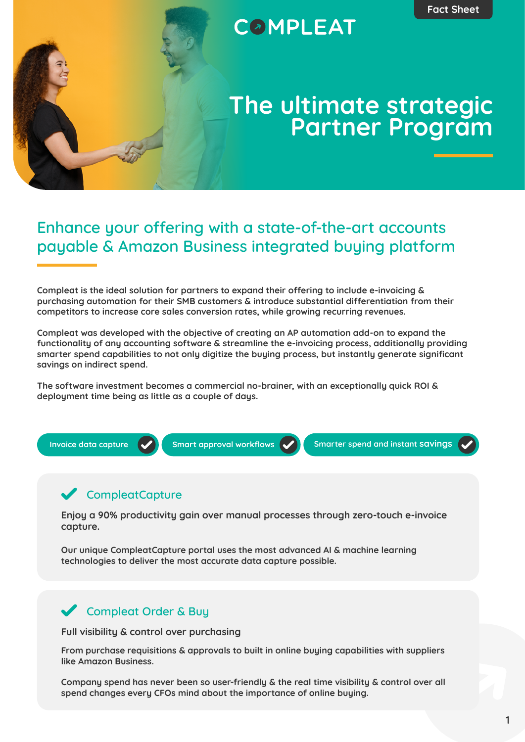Fact Sheet

COMPLEAT

# The ultimate strategic Partner Program

## Enhance your offering with a state-of-the-art accounts payable & Amazon Business integrated buying platform

Compleat is the ideal solution for partners to expand their offering to include e-invoicing & purchasing automation for their SMB customers & introduce substantial differentiation from their competitors to increase core sales conversion rates, while growing recurring revenues.

Compleat was developed with the objective of creating an AP automation add-on to expand the functionality of any accounting software & streamline the e-invoicing process, additionally providing smarter spend capabilities to not only digitize the buying process, but instantly generate significant savings on indirect spend.

The software investment becomes a commercial no-brainer, with an exceptionally quick ROI & deployment time being as little as a couple of days.

- Invoice data capture ✔
- Smart approval workflows ✔
- Smarter spend and instant savings ✔

### ✔ CompleatCapture

Enjoy a 90% productivity gain over manual processes through zero-touch e-invoice capture.

Our unique CompleatCapture portal uses the most advanced AI & machine learning technologies to deliver the most accurate data capture possible.

### ✔ Compleat Order & Buy

Full visibility & control over purchasing

From purchase requisitions & approvals to built in online buying capabilities with suppliers like Amazon Business.

Company spend has never been so user-friendly & the real time visibility & control over all spend changes every CFOs mind about the importance of online buying.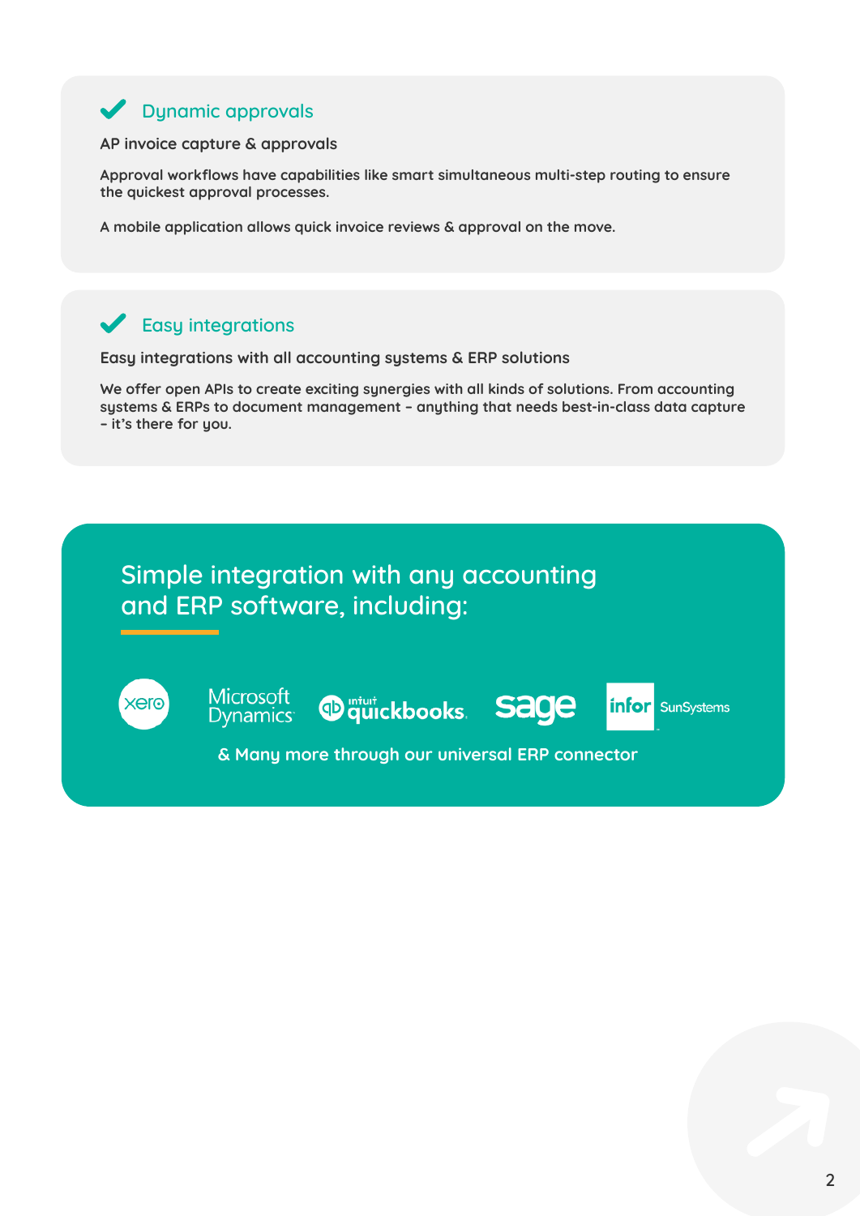## ✔ Dynamic approvals

**AP invoice capture & approvals**

Approval workflows have capabilities like smart simultaneous multi-step routing to ensure the quickest approval processes.

A mobile application allows quick invoice reviews & approval on the move.

## ✔ Easy integrations

**Easy integrations with all accounting systems & ERP solutions**

We offer open APIs to create exciting synergies with all kinds of solutions. From accounting systems & ERPs to document management - anything that needs best-in-class data capture - it's there for you.

## Simple integration with any accounting and ERP software, including:

xero · Microsoft Dynamics · intuit quickbooks · sage · infor SunSystems

& Many more through our universal ERP connector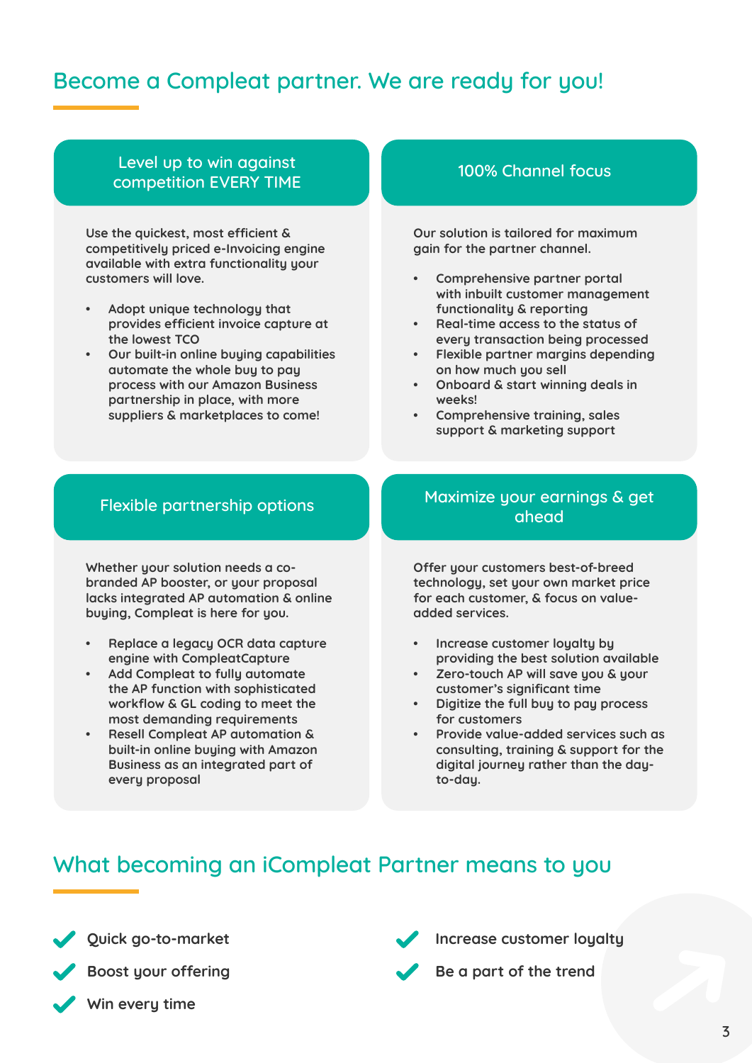## Become a Compleat partner. We are ready for you!

### Level up to win against competition EVERY TIME

Use the quickest, most efficient & competitively priced e-Invoicing engine available with extra functionality your customers will love.

- Adopt unique technology that provides efficient invoice capture at the lowest TCO
- Our built-in online buying capabilities automate the whole buy to pay process with our Amazon Business partnership in place, with more suppliers & marketplaces to come!

### 100% Channel focus

Our solution is tailored for maximum gain for the partner channel.

- Comprehensive partner portal with inbuilt customer management functionality & reporting
- Real-time access to the status of every transaction being processed
- Flexible partner margins depending on how much you sell
- Onboard & start winning deals in weeks!
- Comprehensive training, sales support & marketing support

### Flexible partnership options

Whether your solution needs a co-branded AP booster, or your proposal lacks integrated AP automation & online buying, Compleat is here for you.

- Replace a legacy OCR data capture engine with CompleatCapture
- Add Compleat to fully automate the AP function with sophisticated workflow & GL coding to meet the most demanding requirements
- Resell Compleat AP automation & built-in online buying with Amazon Business as an integrated part of every proposal

### Maximize your earnings & get ahead

Offer your customers best-of-breed technology, set your own market price for each customer, & focus on value-added services.

- Increase customer loyalty by providing the best solution available
- Zero-touch AP will save you & your customer's significant time
- Digitize the full buy to pay process for customers
- Provide value-added services such as consulting, training & support for the digital journey rather than the day-to-day.

## What becoming an iCompleat Partner means to you

- ✔ Quick go-to-market
- ✔ Boost your offering
- ✔ Win every time
- ✔ Increase customer loyalty
- ✔ Be a part of the trend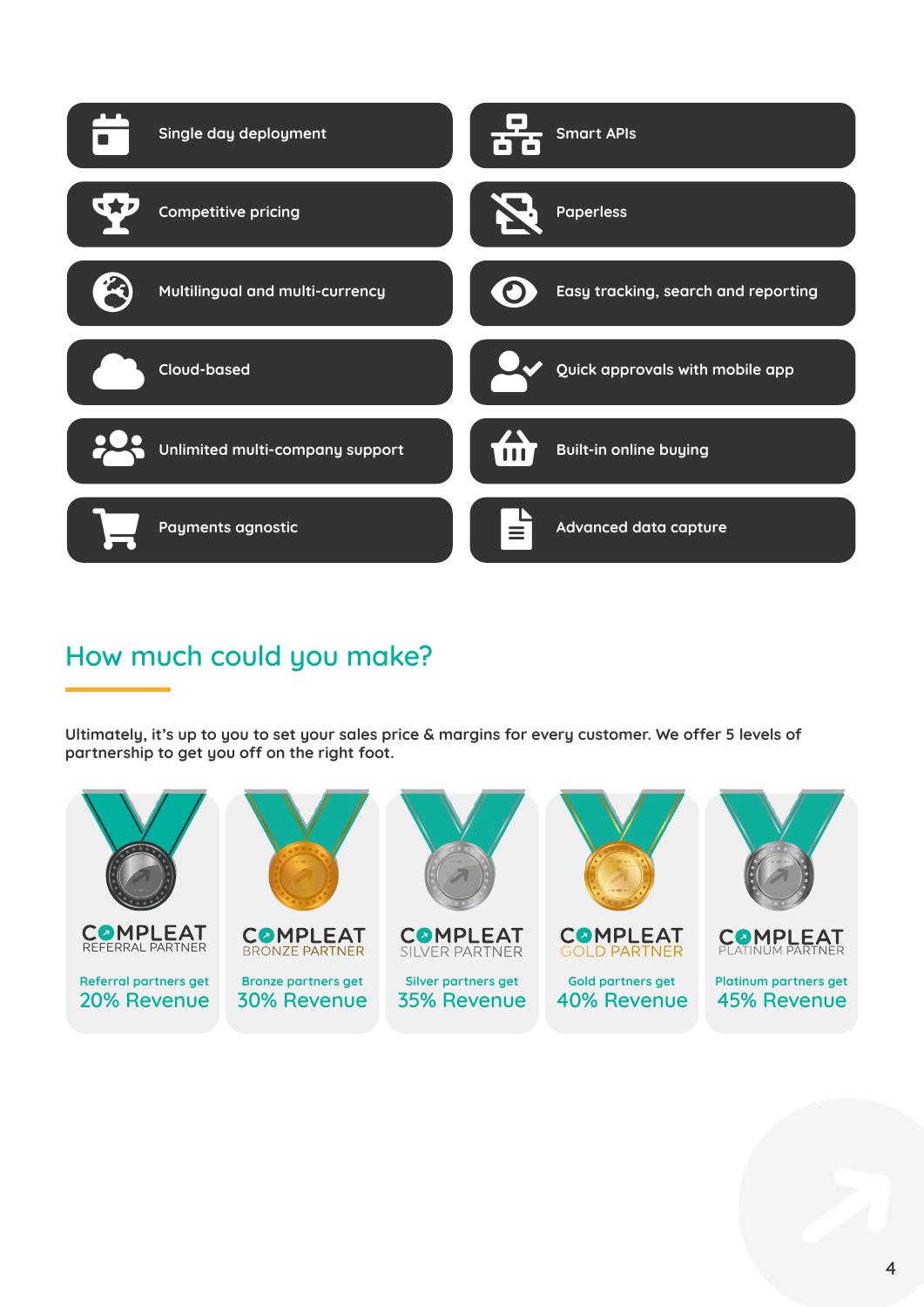- Single day deployment
- Smart APIs
- Competitive pricing
- Paperless
- Multilingual and multi-currency
- Easy tracking, search and reporting
- Cloud-based
- Quick approvals with mobile app
- Unlimited multi-company support
- Built-in online buying
- Payments agnostic
- Advanced data capture

## How much could you make?

Ultimately, it's up to you to set your sales price & margins for every customer. We offer 5 levels of partnership to get you off on the right foot.

| COMPLEAT REFERRAL PARTNER | COMPLEAT BRONZE PARTNER | COMPLEAT SILVER PARTNER | COMPLEAT GOLD PARTNER | COMPLEAT PLATINUM PARTNER |
|---|---|---|---|---|
| Referral partners get **20% Revenue** | Bronze partners get **30% Revenue** | Silver partners get **35% Revenue** | Gold partners get **40% Revenue** | Platinum partners get **45% Revenue** |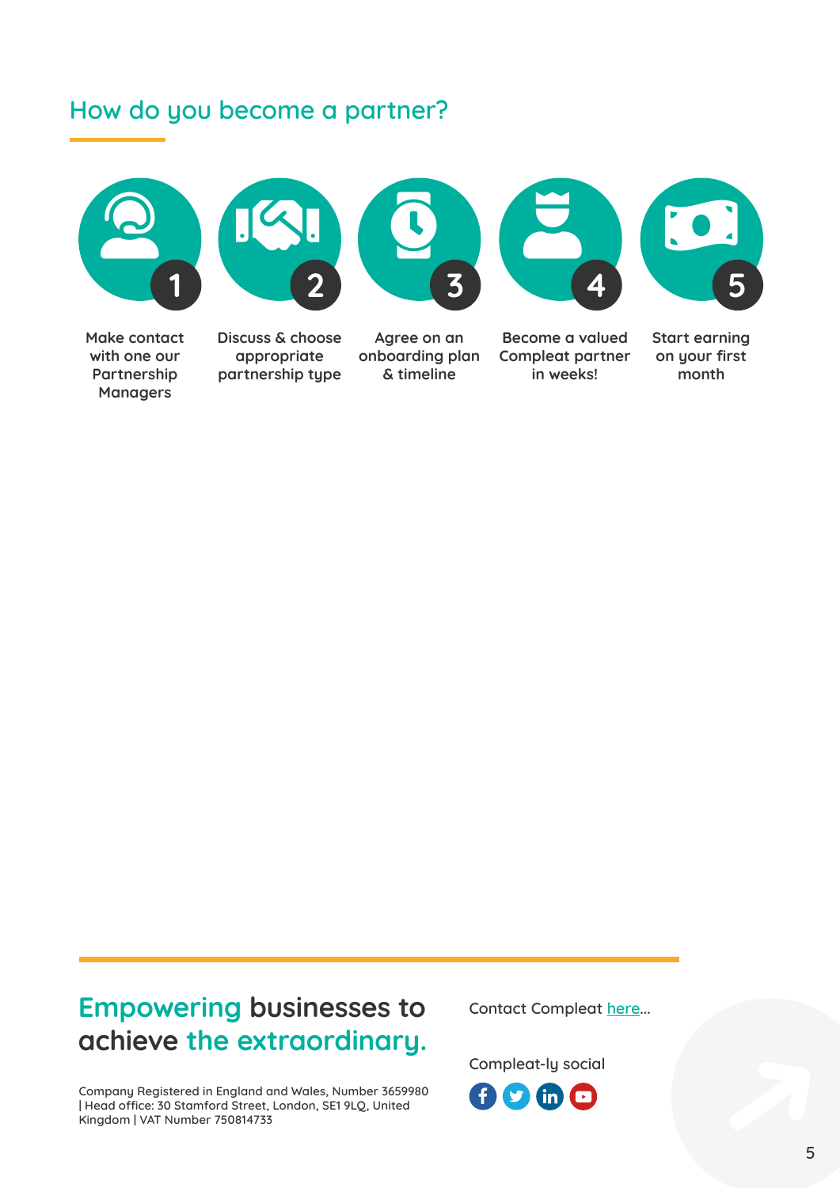## How do you become a partner?

1. Make contact with one our Partnership Managers
2. Discuss & choose appropriate partnership type
3. Agree on an onboarding plan & timeline
4. Become a valued Compleat partner in weeks!
5. Start earning on your first month

**Empowering businesses to achieve the extraordinary.**

Company Registered in England and Wales, Number 3659980 | Head office: 30 Stamford Street, London, SE1 9LQ, United Kingdom | VAT Number 750814733

Contact Compleat here...

Compleat-ly social